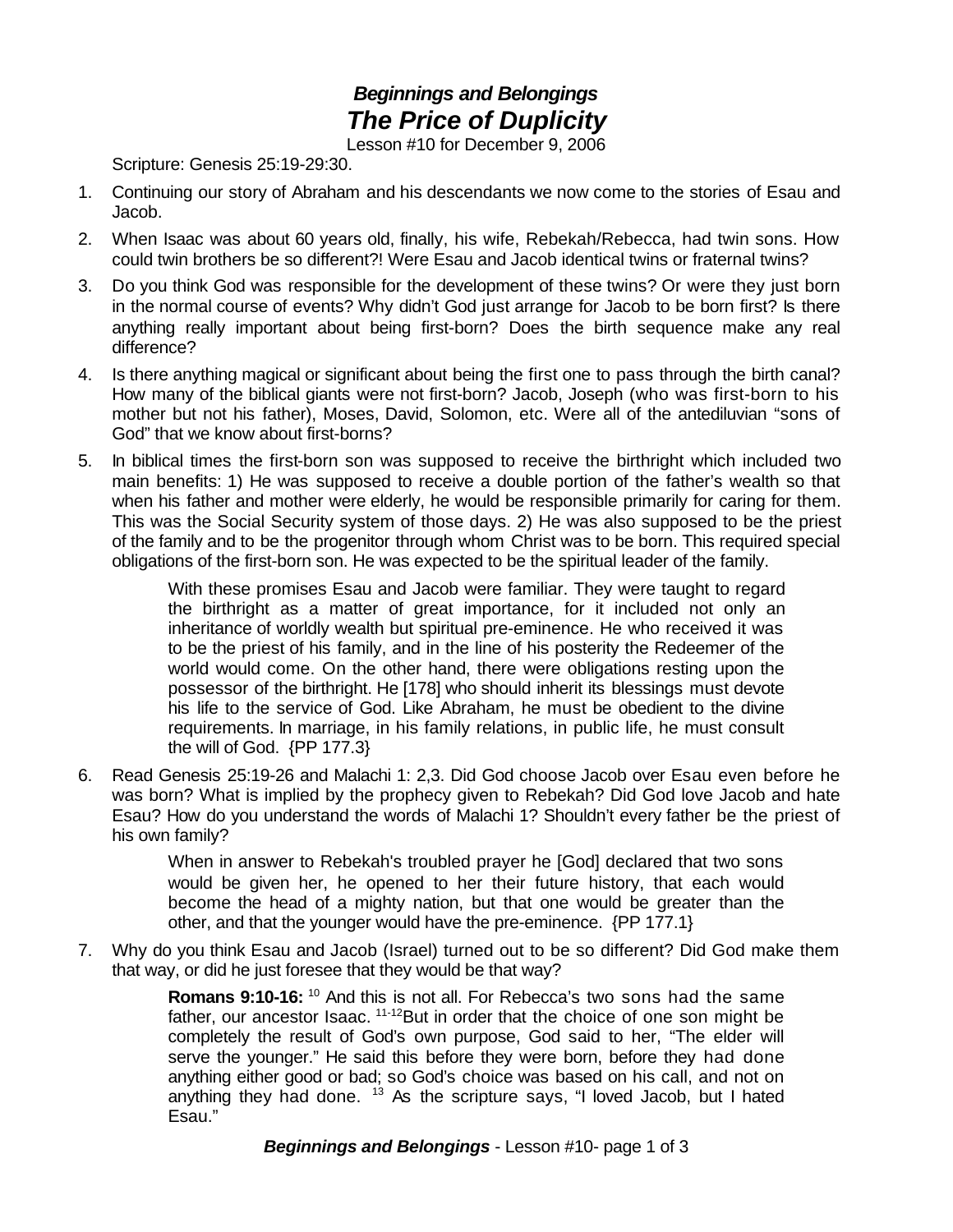# *Beginnings and Belongings*
# *The Price of Duplicity*

Lesson #10 for December 9, 2006

Scripture: Genesis 25:19-29:30.

1. Continuing our story of Abraham and his descendants we now come to the stories of Esau and Jacob.

2. When Isaac was about 60 years old, finally, his wife, Rebekah/Rebecca, had twin sons. How could twin brothers be so different?! Were Esau and Jacob identical twins or fraternal twins?

3. Do you think God was responsible for the development of these twins? Or were they just born in the normal course of events? Why didn't God just arrange for Jacob to be born first? Is there anything really important about being first-born? Does the birth sequence make any real difference?

4. Is there anything magical or significant about being the first one to pass through the birth canal? How many of the biblical giants were not first-born? Jacob, Joseph (who was first-born to his mother but not his father), Moses, David, Solomon, etc. Were all of the antediluvian "sons of God" that we know about first-borns?

5. In biblical times the first-born son was supposed to receive the birthright which included two main benefits: 1) He was supposed to receive a double portion of the father's wealth so that when his father and mother were elderly, he would be responsible primarily for caring for them. This was the Social Security system of those days. 2) He was also supposed to be the priest of the family and to be the progenitor through whom Christ was to be born. This required special obligations of the first-born son. He was expected to be the spiritual leader of the family.

   > With these promises Esau and Jacob were familiar. They were taught to regard the birthright as a matter of great importance, for it included not only an inheritance of worldly wealth but spiritual pre-eminence. He who received it was to be the priest of his family, and in the line of his posterity the Redeemer of the world would come. On the other hand, there were obligations resting upon the possessor of the birthright. He [178] who should inherit its blessings must devote his life to the service of God. Like Abraham, he must be obedient to the divine requirements. In marriage, in his family relations, in public life, he must consult the will of God. {PP 177.3}

6. Read Genesis 25:19-26 and Malachi 1: 2,3. Did God choose Jacob over Esau even before he was born? What is implied by the prophecy given to Rebekah? Did God love Jacob and hate Esau? How do you understand the words of Malachi 1? Shouldn't every father be the priest of his own family?

   > When in answer to Rebekah's troubled prayer he [God] declared that two sons would be given her, he opened to her their future history, that each would become the head of a mighty nation, but that one would be greater than the other, and that the younger would have the pre-eminence. {PP 177.1}

7. Why do you think Esau and Jacob (Israel) turned out to be so different? Did God make them that way, or did he just foresee that they would be that way?

   > **Romans 9:10-16:** [10] And this is not all. For Rebecca's two sons had the same father, our ancestor Isaac. [11-12]But in order that the choice of one son might be completely the result of God's own purpose, God said to her, "The elder will serve the younger." He said this before they were born, before they had done anything either good or bad; so God's choice was based on his call, and not on anything they had done. [13] As the scripture says, "I loved Jacob, but I hated Esau."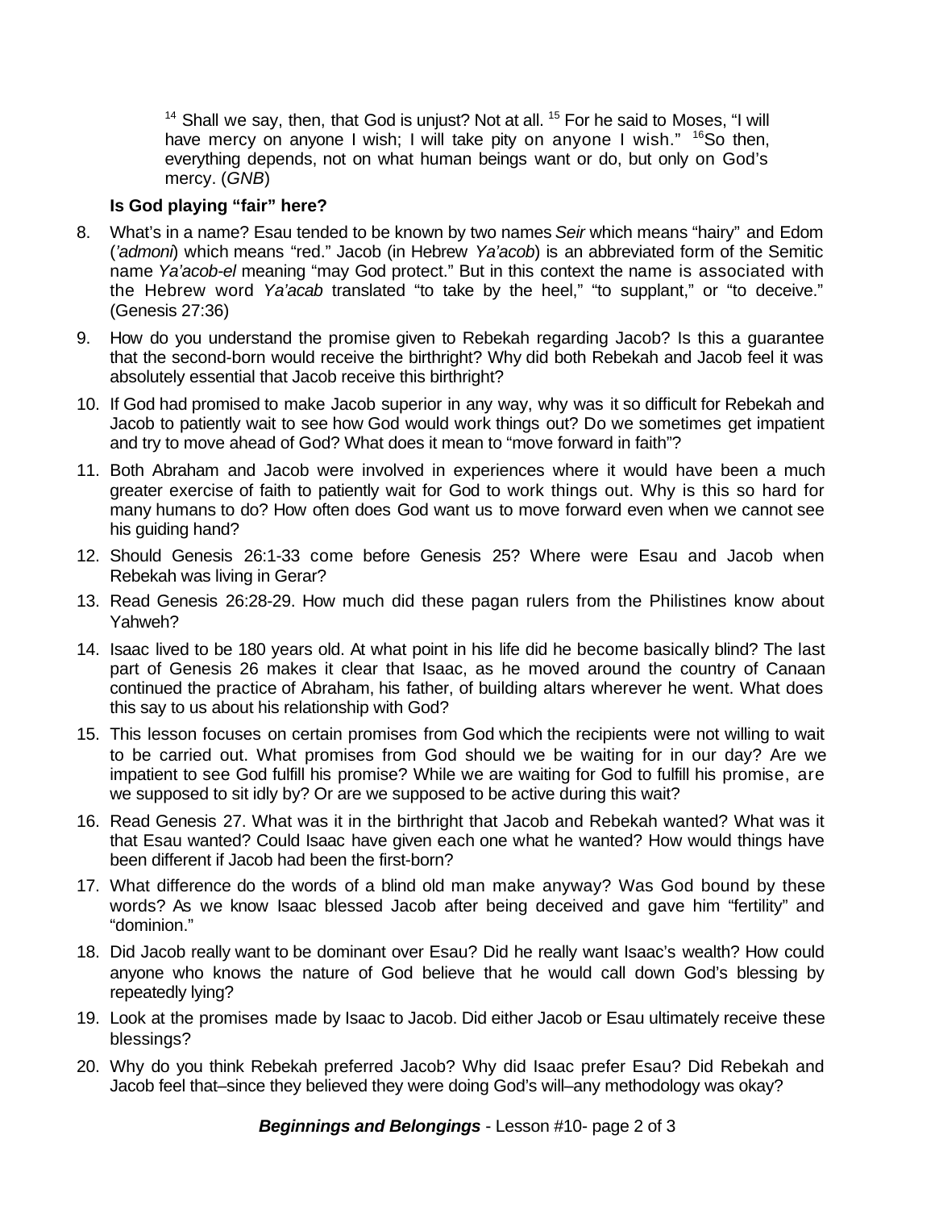> [14] Shall we say, then, that God is unjust? Not at all. [15] For he said to Moses, "I will have mercy on anyone I wish; I will take pity on anyone I wish." [16]So then, everything depends, not on what human beings want or do, but only on God's mercy. (*GNB*)

**Is God playing "fair" here?**

8. What's in a name? Esau tended to be known by two names *Seir* which means "hairy" and Edom (*'admoni*) which means "red." Jacob (in Hebrew *Ya'acob*) is an abbreviated form of the Semitic name *Ya'acob-el* meaning "may God protect." But in this context the name is associated with the Hebrew word *Ya'acab* translated "to take by the heel," "to supplant," or "to deceive." (Genesis 27:36)
9. How do you understand the promise given to Rebekah regarding Jacob? Is this a guarantee that the second-born would receive the birthright? Why did both Rebekah and Jacob feel it was absolutely essential that Jacob receive this birthright?
10. If God had promised to make Jacob superior in any way, why was it so difficult for Rebekah and Jacob to patiently wait to see how God would work things out? Do we sometimes get impatient and try to move ahead of God? What does it mean to "move forward in faith"?
11. Both Abraham and Jacob were involved in experiences where it would have been a much greater exercise of faith to patiently wait for God to work things out. Why is this so hard for many humans to do? How often does God want us to move forward even when we cannot see his guiding hand?
12. Should Genesis 26:1-33 come before Genesis 25? Where were Esau and Jacob when Rebekah was living in Gerar?
13. Read Genesis 26:28-29. How much did these pagan rulers from the Philistines know about Yahweh?
14. Isaac lived to be 180 years old. At what point in his life did he become basically blind? The last part of Genesis 26 makes it clear that Isaac, as he moved around the country of Canaan continued the practice of Abraham, his father, of building altars wherever he went. What does this say to us about his relationship with God?
15. This lesson focuses on certain promises from God which the recipients were not willing to wait to be carried out. What promises from God should we be waiting for in our day? Are we impatient to see God fulfill his promise? While we are waiting for God to fulfill his promise, are we supposed to sit idly by? Or are we supposed to be active during this wait?
16. Read Genesis 27. What was it in the birthright that Jacob and Rebekah wanted? What was it that Esau wanted? Could Isaac have given each one what he wanted? How would things have been different if Jacob had been the first-born?
17. What difference do the words of a blind old man make anyway? Was God bound by these words? As we know Isaac blessed Jacob after being deceived and gave him "fertility" and "dominion."
18. Did Jacob really want to be dominant over Esau? Did he really want Isaac's wealth? How could anyone who knows the nature of God believe that he would call down God's blessing by repeatedly lying?
19. Look at the promises made by Isaac to Jacob. Did either Jacob or Esau ultimately receive these blessings?
20. Why do you think Rebekah preferred Jacob? Why did Isaac prefer Esau? Did Rebekah and Jacob feel that–since they believed they were doing God's will–any methodology was okay?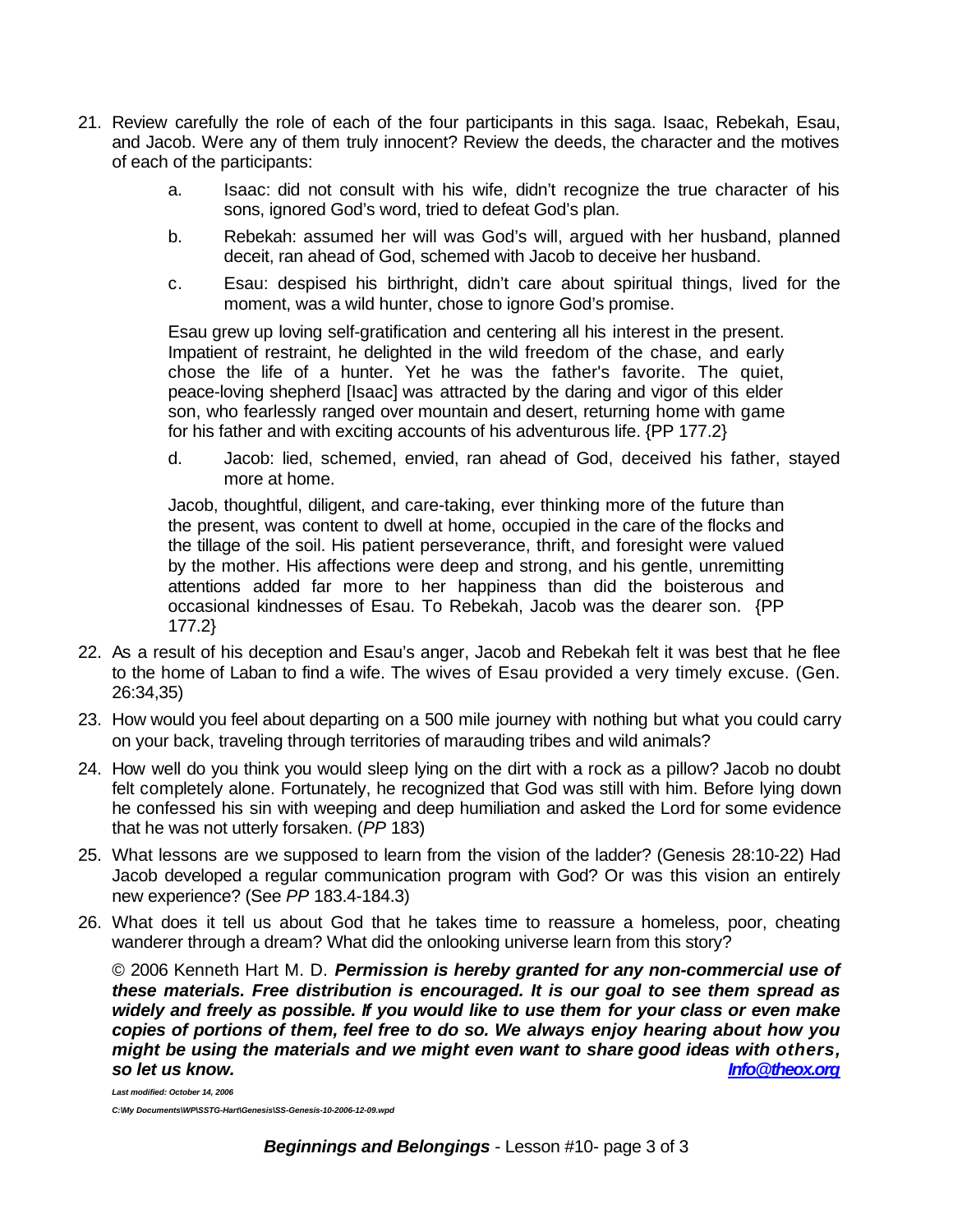21. Review carefully the role of each of the four participants in this saga. Isaac, Rebekah, Esau, and Jacob. Were any of them truly innocent? Review the deeds, the character and the motives of each of the participants:

    a. Isaac: did not consult with his wife, didn't recognize the true character of his sons, ignored God's word, tried to defeat God's plan.

    b. Rebekah: assumed her will was God's will, argued with her husband, planned deceit, ran ahead of God, schemed with Jacob to deceive her husband.

    c. Esau: despised his birthright, didn't care about spiritual things, lived for the moment, was a wild hunter, chose to ignore God's promise.

    > Esau grew up loving self-gratification and centering all his interest in the present. Impatient of restraint, he delighted in the wild freedom of the chase, and early chose the life of a hunter. Yet he was the father's favorite. The quiet, peace-loving shepherd [Isaac] was attracted by the daring and vigor of this elder son, who fearlessly ranged over mountain and desert, returning home with game for his father and with exciting accounts of his adventurous life. {PP 177.2}

    d. Jacob: lied, schemed, envied, ran ahead of God, deceived his father, stayed more at home.

    > Jacob, thoughtful, diligent, and care-taking, ever thinking more of the future than the present, was content to dwell at home, occupied in the care of the flocks and the tillage of the soil. His patient perseverance, thrift, and foresight were valued by the mother. His affections were deep and strong, and his gentle, unremitting attentions added far more to her happiness than did the boisterous and occasional kindnesses of Esau. To Rebekah, Jacob was the dearer son. {PP 177.2}

22. As a result of his deception and Esau's anger, Jacob and Rebekah felt it was best that he flee to the home of Laban to find a wife. The wives of Esau provided a very timely excuse. (Gen. 26:34,35)

23. How would you feel about departing on a 500 mile journey with nothing but what you could carry on your back, traveling through territories of marauding tribes and wild animals?

24. How well do you think you would sleep lying on the dirt with a rock as a pillow? Jacob no doubt felt completely alone. Fortunately, he recognized that God was still with him. Before lying down he confessed his sin with weeping and deep humiliation and asked the Lord for some evidence that he was not utterly forsaken. (*PP* 183)

25. What lessons are we supposed to learn from the vision of the ladder? (Genesis 28:10-22) Had Jacob developed a regular communication program with God? Or was this vision an entirely new experience? (See *PP* 183.4-184.3)

26. What does it tell us about God that he takes time to reassure a homeless, poor, cheating wanderer through a dream? What did the onlooking universe learn from this story?

© 2006 Kenneth Hart M. D. ***Permission is hereby granted for any non-commercial use of these materials. Free distribution is encouraged. It is our goal to see them spread as widely and freely as possible. If you would like to use them for your class or even make copies of portions of them, feel free to do so. We always enjoy hearing about how you might be using the materials and we might even want to share good ideas with others, so let us know.*** ***Info@theox.org***

***Last modified: October 14, 2006***

***C:\My Documents\WP\SSTG-Hart\Genesis\SS-Genesis-10-2006-12-09.wpd***